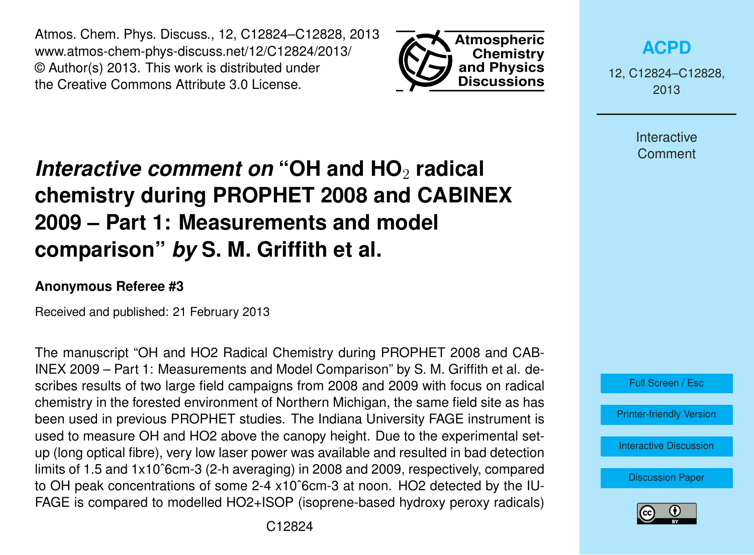# *Interactive comment on* "OH and $HO_2$ radical chemistry during PROPHET 2008 and CABINEX 2009 – Part 1: Measurements and model comparison" *by* S. M. Griffith et al.

**Anonymous Referee #3**

Received and published: 21 February 2013

The manuscript "OH and HO2 Radical Chemistry during PROPHET 2008 and CABINEX 2009 – Part 1: Measurements and Model Comparison" by S. M. Griffith et al. describes results of two large field campaigns from 2008 and 2009 with focus on radical chemistry in the forested environment of Northern Michigan, the same field site as has been used in previous PROPHET studies. The Indiana University FAGE instrument is used to measure OH and HO2 above the canopy height. Due to the experimental setup (long optical fibre), very low laser power was available and resulted in bad detection limits of 1.5 and 1x10ˆ6cm-3 (2-h averaging) in 2008 and 2009, respectively, compared to OH peak concentrations of some 2-4 x10ˆ6cm-3 at noon. HO2 detected by the IU-FAGE is compared to modelled HO2+ISOP (isoprene-based hydroxy peroxy radicals)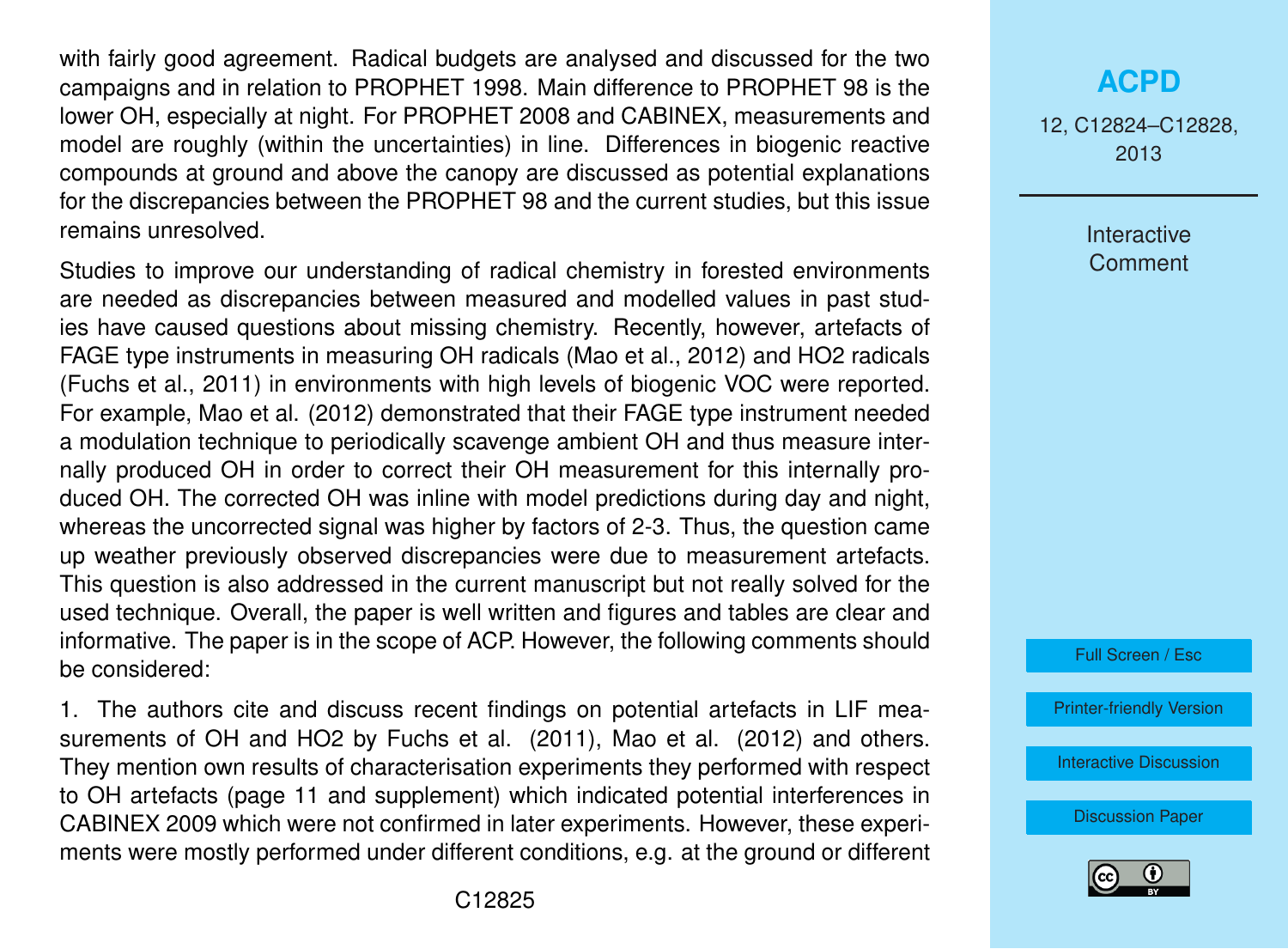with fairly good agreement. Radical budgets are analysed and discussed for the two campaigns and in relation to PROPHET 1998. Main difference to PROPHET 98 is the lower OH, especially at night. For PROPHET 2008 and CABINEX, measurements and model are roughly (within the uncertainties) in line. Differences in biogenic reactive compounds at ground and above the canopy are discussed as potential explanations for the discrepancies between the PROPHET 98 and the current studies, but this issue remains unresolved.

Studies to improve our understanding of radical chemistry in forested environments are needed as discrepancies between measured and modelled values in past studies have caused questions about missing chemistry. Recently, however, artefacts of FAGE type instruments in measuring OH radicals (Mao et al., 2012) and HO2 radicals (Fuchs et al., 2011) in environments with high levels of biogenic VOC were reported. For example, Mao et al. (2012) demonstrated that their FAGE type instrument needed a modulation technique to periodically scavenge ambient OH and thus measure internally produced OH in order to correct their OH measurement for this internally produced OH. The corrected OH was inline with model predictions during day and night, whereas the uncorrected signal was higher by factors of 2-3. Thus, the question came up weather previously observed discrepancies were due to measurement artefacts. This question is also addressed in the current manuscript but not really solved for the used technique. Overall, the paper is well written and figures and tables are clear and informative. The paper is in the scope of ACP. However, the following comments should be considered:

1. The authors cite and discuss recent findings on potential artefacts in LIF measurements of OH and HO2 by Fuchs et al. (2011), Mao et al. (2012) and others. They mention own results of characterisation experiments they performed with respect to OH artefacts (page 11 and supplement) which indicated potential interferences in CABINEX 2009 which were not confirmed in later experiments. However, these experiments were mostly performed under different conditions, e.g. at the ground or different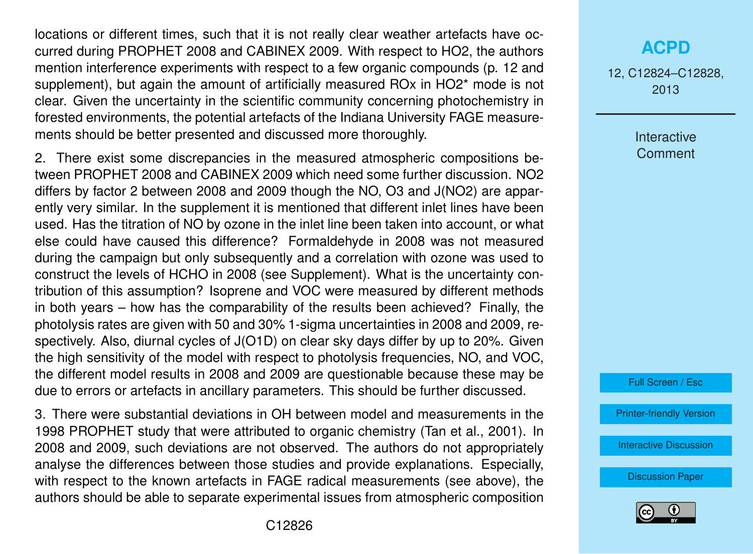locations or different times, such that it is not really clear weather artefacts have occurred during PROPHET 2008 and CABINEX 2009. With respect to $HO_2$, the authors mention interference experiments with respect to a few organic compounds (p. 12 and supplement), but again the amount of artificially measured ROx in $HO_2$* mode is not clear. Given the uncertainty in the scientific community concerning photochemistry in forested environments, the potential artefacts of the Indiana University FAGE measurements should be better presented and discussed more thoroughly.

2. There exist some discrepancies in the measured atmospheric compositions between PROPHET 2008 and CABINEX 2009 which need some further discussion. $NO_2$ differs by factor 2 between 2008 and 2009 though the NO, $O_3$ and J($NO_2$) are apparently very similar. In the supplement it is mentioned that different inlet lines have been used. Has the titration of NO by ozone in the inlet line been taken into account, or what else could have caused this difference? Formaldehyde in 2008 was not measured during the campaign but only subsequently and a correlation with ozone was used to construct the levels of HCHO in 2008 (see Supplement). What is the uncertainty contribution of this assumption? Isoprene and VOC were measured by different methods in both years – how has the comparability of the results been achieved? Finally, the photolysis rates are given with 50 and 30% 1-sigma uncertainties in 2008 and 2009, respectively. Also, diurnal cycles of J(O1D) on clear sky days differ by up to 20%. Given the high sensitivity of the model with respect to photolysis frequencies, NO, and VOC, the different model results in 2008 and 2009 are questionable because these may be due to errors or artefacts in ancillary parameters. This should be further discussed.

3. There were substantial deviations in OH between model and measurements in the 1998 PROPHET study that were attributed to organic chemistry (Tan et al., 2001). In 2008 and 2009, such deviations are not observed. The authors do not appropriately analyse the differences between those studies and provide explanations. Especially, with respect to the known artefacts in FAGE radical measurements (see above), the authors should be able to separate experimental issues from atmospheric composition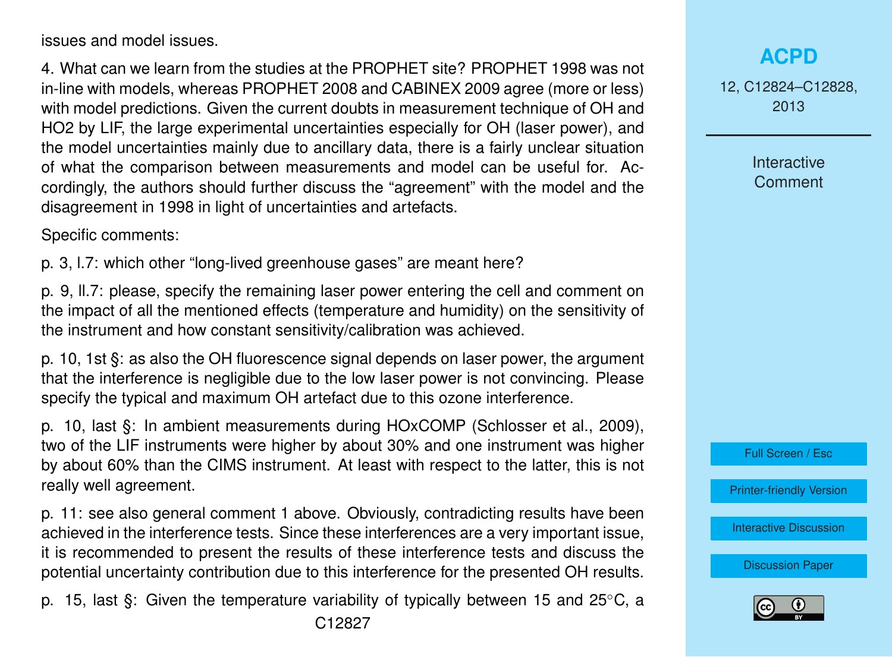issues and model issues.

4. What can we learn from the studies at the PROPHET site? PROPHET 1998 was not in-line with models, whereas PROPHET 2008 and CABINEX 2009 agree (more or less) with model predictions. Given the current doubts in measurement technique of OH and HO2 by LIF, the large experimental uncertainties especially for OH (laser power), and the model uncertainties mainly due to ancillary data, there is a fairly unclear situation of what the comparison between measurements and model can be useful for. Accordingly, the authors should further discuss the "agreement" with the model and the disagreement in 1998 in light of uncertainties and artefacts.

Specific comments:

p. 3, l.7: which other "long-lived greenhouse gases" are meant here?

p. 9, ll.7: please, specify the remaining laser power entering the cell and comment on the impact of all the mentioned effects (temperature and humidity) on the sensitivity of the instrument and how constant sensitivity/calibration was achieved.

p. 10, 1st §: as also the OH fluorescence signal depends on laser power, the argument that the interference is negligible due to the low laser power is not convincing. Please specify the typical and maximum OH artefact due to this ozone interference.

p. 10, last §: In ambient measurements during HOxCOMP (Schlosser et al., 2009), two of the LIF instruments were higher by about 30% and one instrument was higher by about 60% than the CIMS instrument. At least with respect to the latter, this is not really well agreement.

p. 11: see also general comment 1 above. Obviously, contradicting results have been achieved in the interference tests. Since these interferences are a very important issue, it is recommended to present the results of these interference tests and discuss the potential uncertainty contribution due to this interference for the presented OH results.

p. 15, last §: Given the temperature variability of typically between 15 and 25°C, a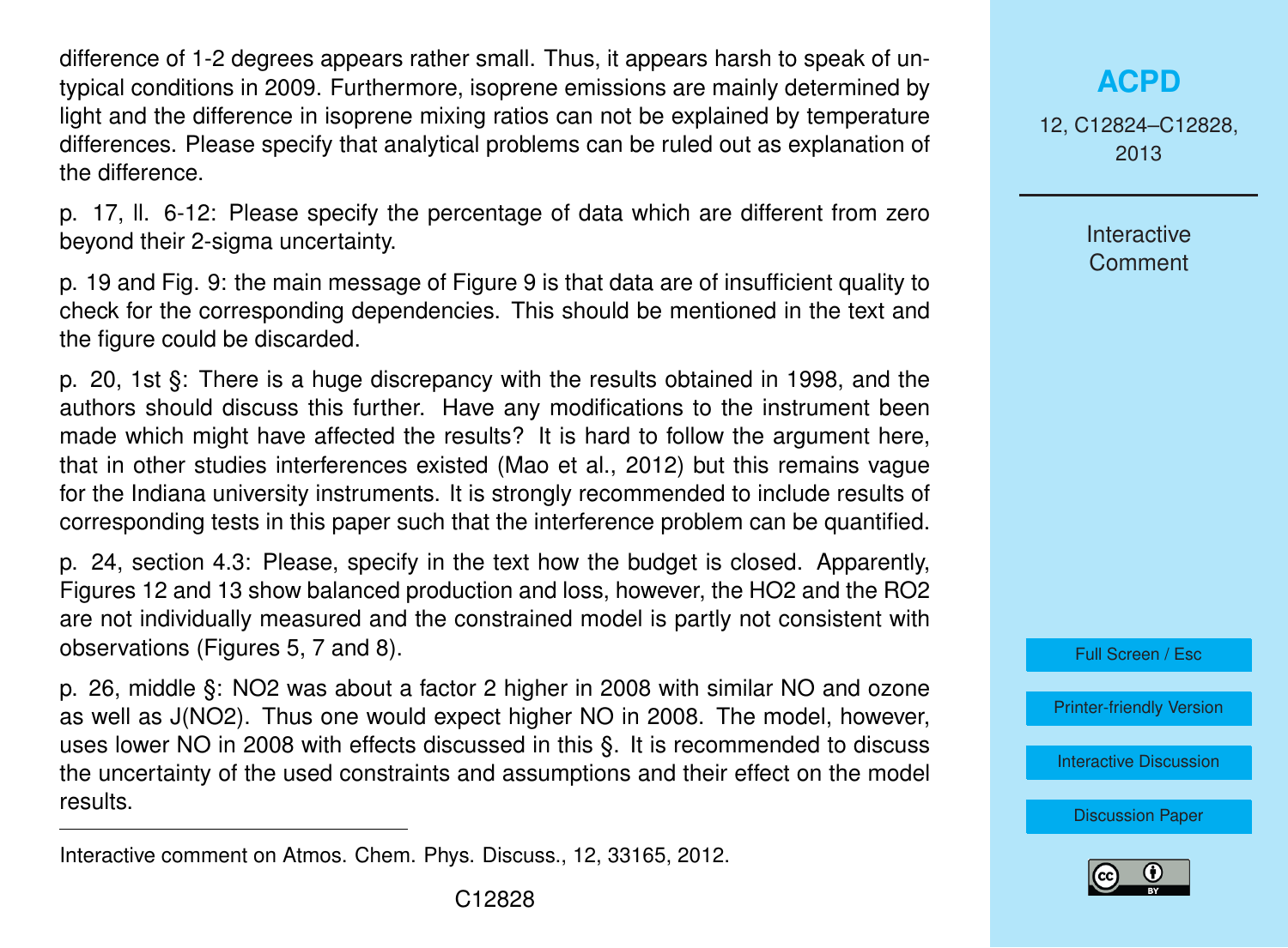difference of 1-2 degrees appears rather small. Thus, it appears harsh to speak of untypical conditions in 2009. Furthermore, isoprene emissions are mainly determined by light and the difference in isoprene mixing ratios can not be explained by temperature differences. Please specify that analytical problems can be ruled out as explanation of the difference.

p. 17, ll. 6-12: Please specify the percentage of data which are different from zero beyond their 2-sigma uncertainty.

p. 19 and Fig. 9: the main message of Figure 9 is that data are of insufficient quality to check for the corresponding dependencies. This should be mentioned in the text and the figure could be discarded.

p. 20, 1st §: There is a huge discrepancy with the results obtained in 1998, and the authors should discuss this further. Have any modifications to the instrument been made which might have affected the results? It is hard to follow the argument here, that in other studies interferences existed (Mao et al., 2012) but this remains vague for the Indiana university instruments. It is strongly recommended to include results of corresponding tests in this paper such that the interference problem can be quantified.

p. 24, section 4.3: Please, specify in the text how the budget is closed. Apparently, Figures 12 and 13 show balanced production and loss, however, the $HO_2$ and the $RO_2$ are not individually measured and the constrained model is partly not consistent with observations (Figures 5, 7 and 8).

p. 26, middle §: $NO_2$ was about a factor 2 higher in 2008 with similar NO and ozone as well as $J(NO_2)$. Thus one would expect higher NO in 2008. The model, however, uses lower NO in 2008 with effects discussed in this §. It is recommended to discuss the uncertainty of the used constraints and assumptions and their effect on the model results.

---

Interactive comment on Atmos. Chem. Phys. Discuss., 12, 33165, 2012.